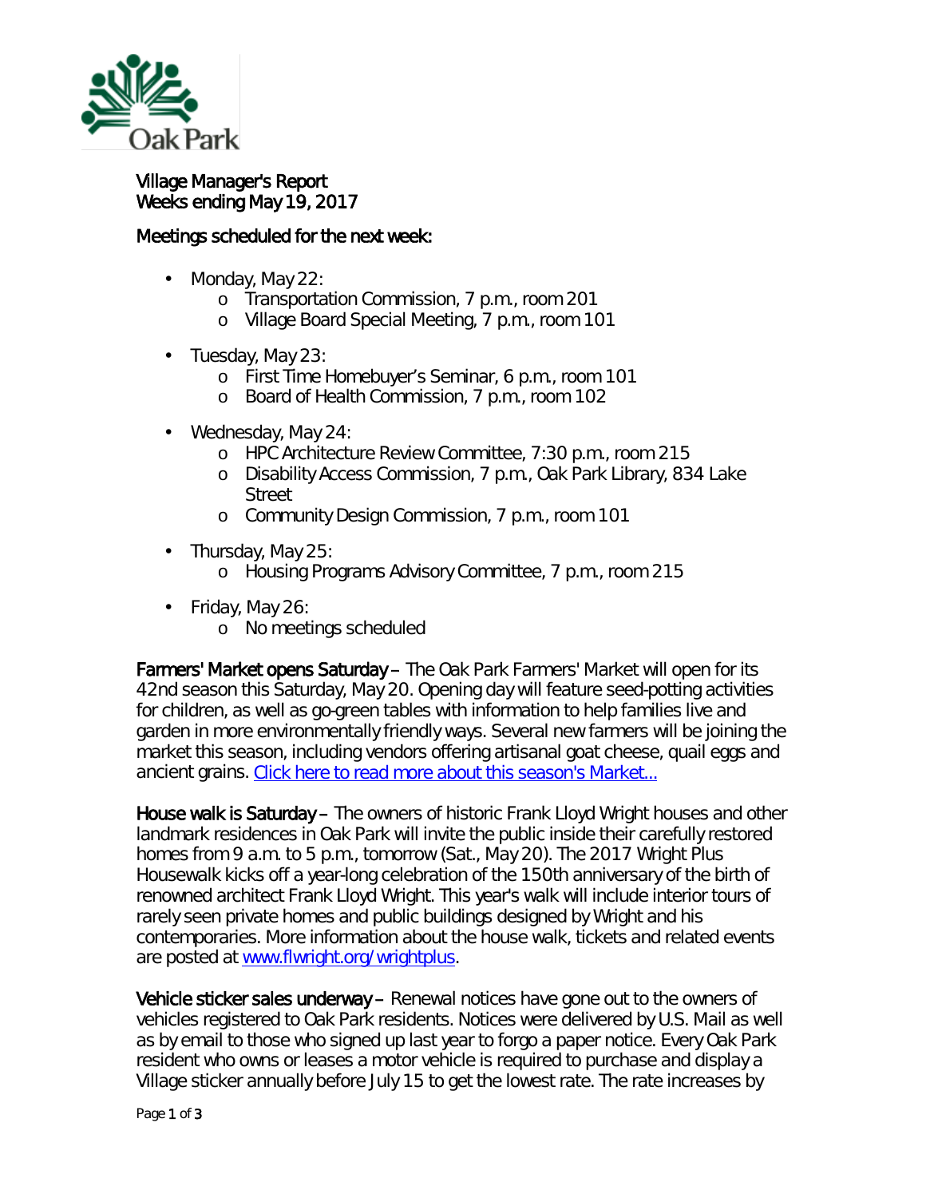Oak Park

# Village Manager's Report
## Weeks ending May 19, 2017

### Meetings scheduled for the next week:

- Monday, May 22:
  - Transportation Commission, 7 p.m., room 201
  - Village Board Special Meeting, 7 p.m., room 101
- Tuesday, May 23:
  - First Time Homebuyer's Seminar, 6 p.m., room 101
  - Board of Health Commission, 7 p.m., room 102
- Wednesday, May 24:
  - HPC Architecture Review Committee, 7:30 p.m., room 215
  - Disability Access Commission, 7 p.m., Oak Park Library, 834 Lake Street
  - Community Design Commission, 7 p.m., room 101
- Thursday, May 25:
  - Housing Programs Advisory Committee, 7 p.m., room 215
- Friday, May 26:
  - No meetings scheduled

**Farmers' Market opens Saturday** – The Oak Park Farmers' Market will open for its 42nd season this Saturday, May 20. Opening day will feature seed-potting activities for children, as well as go-green tables with information to help families live and garden in more environmentally friendly ways. Several new farmers will be joining the market this season, including vendors offering artisanal goat cheese, quail eggs and ancient grains. [Click here to read more about this season's Market...]

**House walk is Saturday** – The owners of historic Frank Lloyd Wright houses and other landmark residences in Oak Park will invite the public inside their carefully restored homes from 9 a.m. to 5 p.m., tomorrow (Sat., May 20). The 2017 Wright Plus Housewalk kicks off a year-long celebration of the 150th anniversary of the birth of renowned architect Frank Lloyd Wright. This year's walk will include interior tours of rarely seen private homes and public buildings designed by Wright and his contemporaries. More information about the house walk, tickets and related events are posted at www.flwright.org/wrightplus.

**Vehicle sticker sales underway** – Renewal notices have gone out to the owners of vehicles registered to Oak Park residents. Notices were delivered by U.S. Mail as well as by email to those who signed up last year to forgo a paper notice. Every Oak Park resident who owns or leases a motor vehicle is required to purchase and display a Village sticker annually before July 15 to get the lowest rate. The rate increases by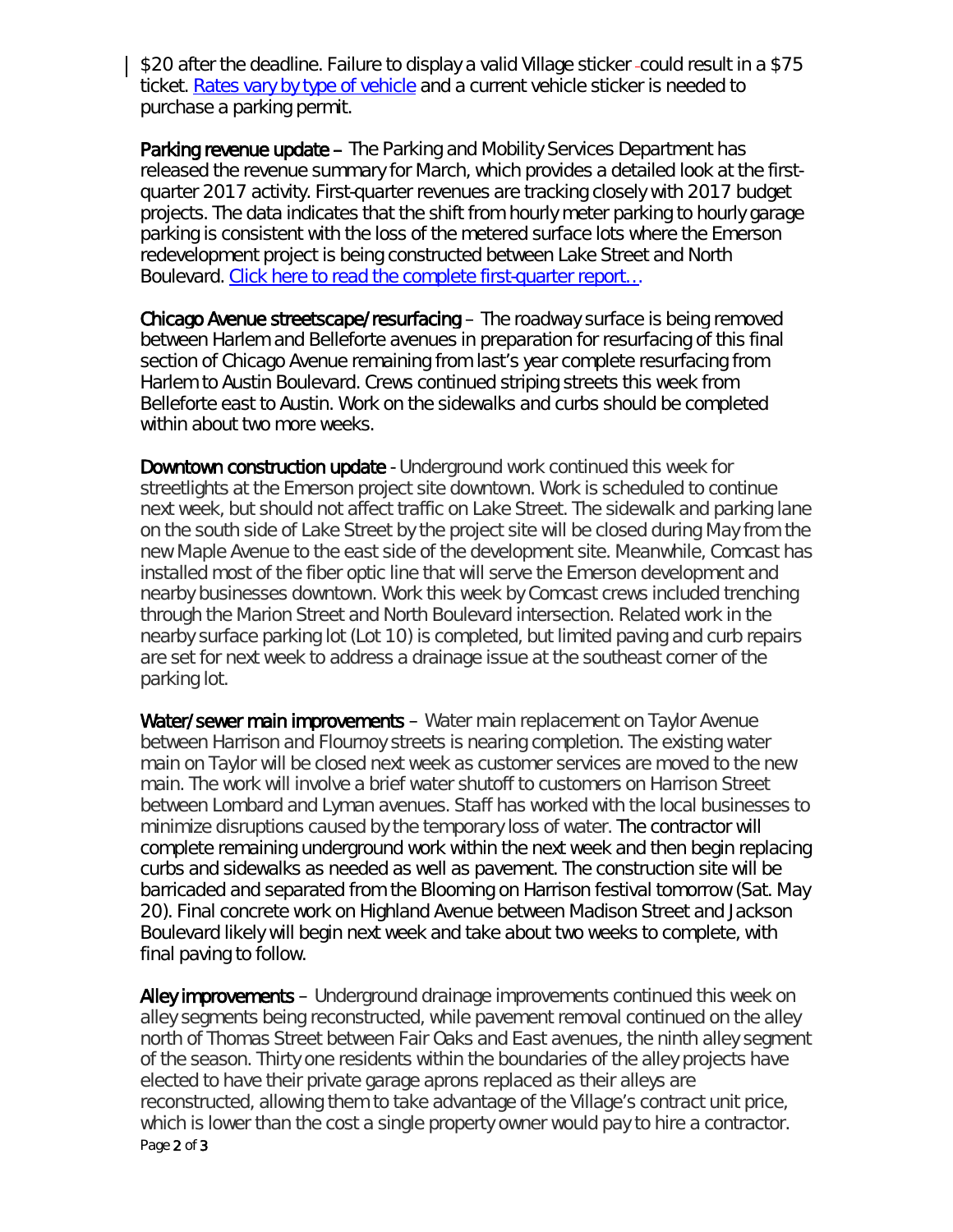$20 after the deadline. Failure to display a valid Village sticker -could result in a $75 ticket. [Rates vary by type of vehicle] and a current vehicle sticker is needed to purchase a parking permit.

**Parking revenue update** – The Parking and Mobility Services Department has released the revenue summary for March, which provides a detailed look at the first-quarter 2017 activity. First-quarter revenues are tracking closely with 2017 budget projects. The data indicates that the shift from hourly meter parking to hourly garage parking is consistent with the loss of the metered surface lots where the Emerson redevelopment project is being constructed between Lake Street and North Boulevard. [Click here to read the complete first-quarter report…].

**Chicago Avenue streetscape/resurfacing** – The roadway surface is being removed between Harlem and Belleforte avenues in preparation for resurfacing of this final section of Chicago Avenue remaining from last's year complete resurfacing from Harlem to Austin Boulevard. Crews continued striping streets this week from Belleforte east to Austin. Work on the sidewalks and curbs should be completed within about two more weeks.

**Downtown construction update** - Underground work continued this week for streetlights at the Emerson project site downtown. Work is scheduled to continue next week, but should not affect traffic on Lake Street. The sidewalk and parking lane on the south side of Lake Street by the project site will be closed during May from the new Maple Avenue to the east side of the development site. Meanwhile, Comcast has installed most of the fiber optic line that will serve the Emerson development and nearby businesses downtown. Work this week by Comcast crews included trenching through the Marion Street and North Boulevard intersection. Related work in the nearby surface parking lot (Lot 10) is completed, but limited paving and curb repairs are set for next week to address a drainage issue at the southeast corner of the parking lot.

**Water/sewer main improvements** – Water main replacement on Taylor Avenue between Harrison and Flournoy streets is nearing completion. The existing water main on Taylor will be closed next week as customer services are moved to the new main. The work will involve a brief water shutoff to customers on Harrison Street between Lombard and Lyman avenues. Staff has worked with the local businesses to minimize disruptions caused by the temporary loss of water. The contractor will complete remaining underground work within the next week and then begin replacing curbs and sidewalks as needed as well as pavement. The construction site will be barricaded and separated from the Blooming on Harrison festival tomorrow (Sat. May 20). Final concrete work on Highland Avenue between Madison Street and Jackson Boulevard likely will begin next week and take about two weeks to complete, with final paving to follow.

**Alley improvements** – Underground drainage improvements continued this week on alley segments being reconstructed, while pavement removal continued on the alley north of Thomas Street between Fair Oaks and East avenues, the ninth alley segment of the season. Thirty one residents within the boundaries of the alley projects have elected to have their private garage aprons replaced as their alleys are reconstructed, allowing them to take advantage of the Village's contract unit price, which is lower than the cost a single property owner would pay to hire a contractor.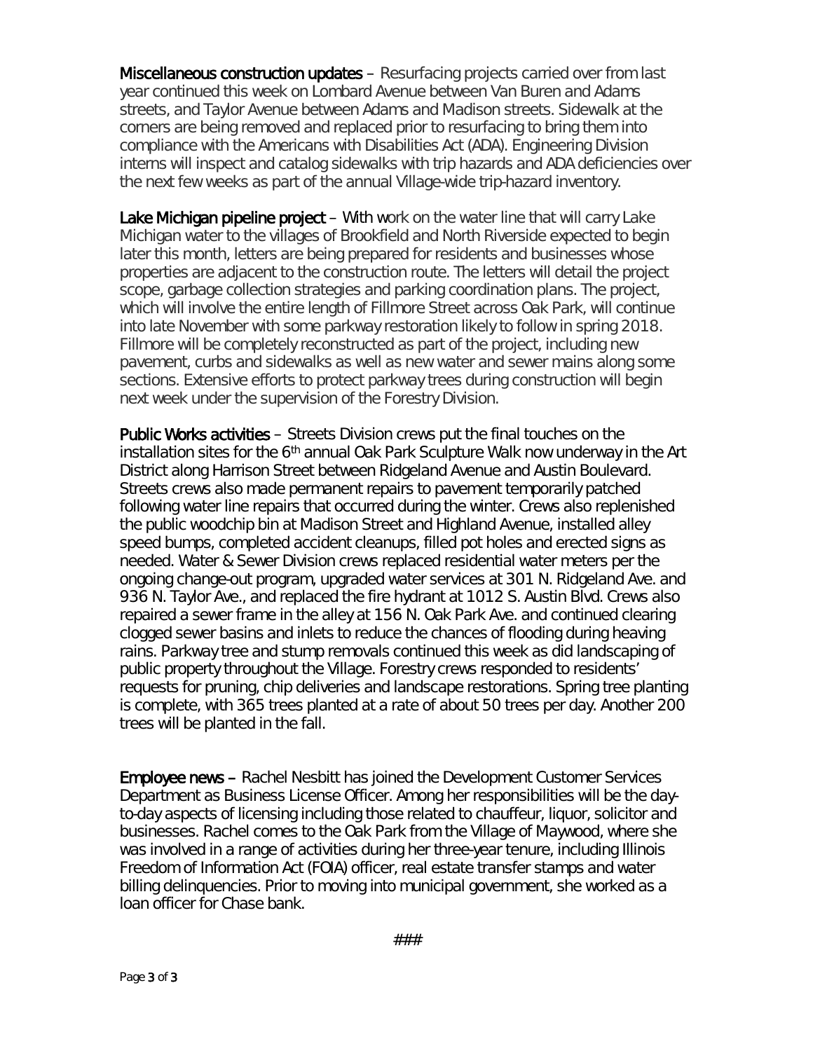**Miscellaneous construction updates** – Resurfacing projects carried over from last year continued this week on Lombard Avenue between Van Buren and Adams streets, and Taylor Avenue between Adams and Madison streets. Sidewalk at the corners are being removed and replaced prior to resurfacing to bring them into compliance with the Americans with Disabilities Act (ADA). Engineering Division interns will inspect and catalog sidewalks with trip hazards and ADA deficiencies over the next few weeks as part of the annual Village-wide trip-hazard inventory.

**Lake Michigan pipeline project** – With work on the water line that will carry Lake Michigan water to the villages of Brookfield and North Riverside expected to begin later this month, letters are being prepared for residents and businesses whose properties are adjacent to the construction route. The letters will detail the project scope, garbage collection strategies and parking coordination plans. The project, which will involve the entire length of Fillmore Street across Oak Park, will continue into late November with some parkway restoration likely to follow in spring 2018. Fillmore will be completely reconstructed as part of the project, including new pavement, curbs and sidewalks as well as new water and sewer mains along some sections. Extensive efforts to protect parkway trees during construction will begin next week under the supervision of the Forestry Division.

**Public Works activities** – Streets Division crews put the final touches on the installation sites for the 6th annual Oak Park Sculpture Walk now underway in the Art District along Harrison Street between Ridgeland Avenue and Austin Boulevard. Streets crews also made permanent repairs to pavement temporarily patched following water line repairs that occurred during the winter. Crews also replenished the public woodchip bin at Madison Street and Highland Avenue, installed alley speed bumps, completed accident cleanups, filled pot holes and erected signs as needed. Water & Sewer Division crews replaced residential water meters per the ongoing change-out program, upgraded water services at 301 N. Ridgeland Ave. and 936 N. Taylor Ave., and replaced the fire hydrant at 1012 S. Austin Blvd. Crews also repaired a sewer frame in the alley at 156 N. Oak Park Ave. and continued clearing clogged sewer basins and inlets to reduce the chances of flooding during heaving rains. Parkway tree and stump removals continued this week as did landscaping of public property throughout the Village. Forestry crews responded to residents' requests for pruning, chip deliveries and landscape restorations. Spring tree planting is complete, with 365 trees planted at a rate of about 50 trees per day. Another 200 trees will be planted in the fall.

**Employee news** – Rachel Nesbitt has joined the Development Customer Services Department as Business License Officer. Among her responsibilities will be the day-to-day aspects of licensing including those related to chauffeur, liquor, solicitor and businesses. Rachel comes to the Oak Park from the Village of Maywood, where she was involved in a range of activities during her three-year tenure, including Illinois Freedom of Information Act (FOIA) officer, real estate transfer stamps and water billing delinquencies. Prior to moving into municipal government, she worked as a loan officer for Chase bank.

###